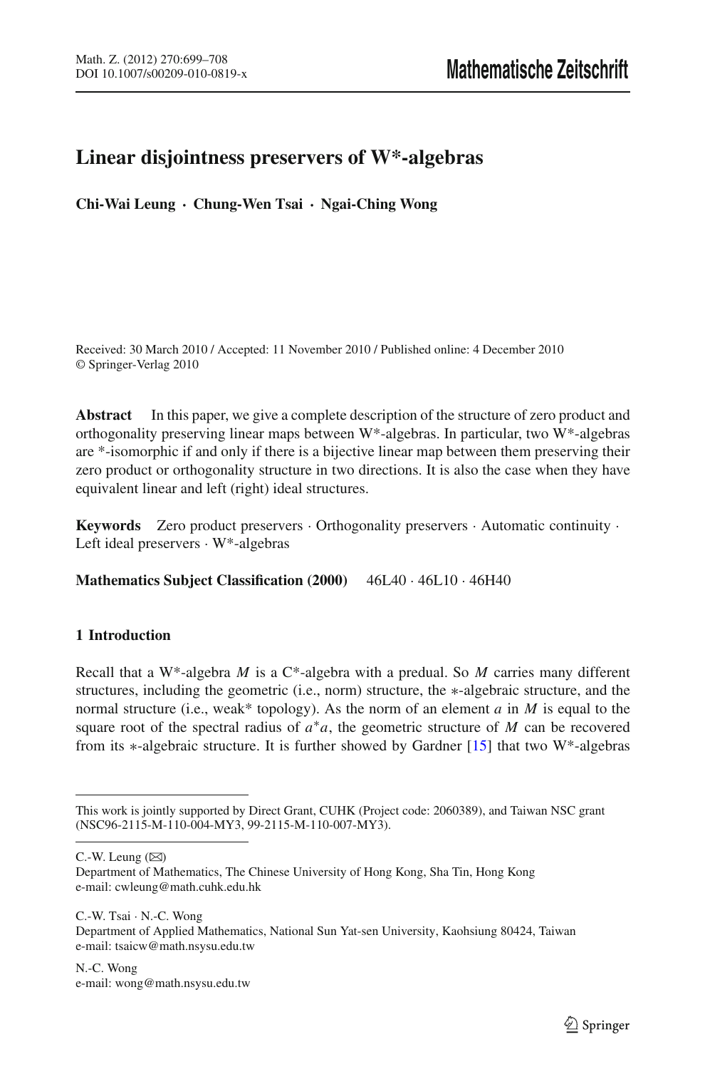# Linear disjointness preservers of W*-algebras

**Chi-Wai Leung · Chung-Wen Tsai · Ngai-Ching Wong**

Received: 30 March 2010 / Accepted: 11 November 2010 / Published online: 4 December 2010
© Springer-Verlag 2010

**Abstract** In this paper, we give a complete description of the structure of zero product and orthogonality preserving linear maps between W*-algebras. In particular, two W*-algebras are *-isomorphic if and only if there is a bijective linear map between them preserving their zero product or orthogonality structure in two directions. It is also the case when they have equivalent linear and left (right) ideal structures.

**Keywords** Zero product preservers · Orthogonality preservers · Automatic continuity · Left ideal preservers · W*-algebras

**Mathematics Subject Classification (2000)** 46L40 · 46L10 · 46H40

## 1 Introduction

Recall that a W*-algebra $M$ is a C*-algebra with a predual. So $M$ carries many different structures, including the geometric (i.e., norm) structure, the $*$-algebraic structure, and the normal structure (i.e., weak* topology). As the norm of an element $a$ in $M$ is equal to the square root of the spectral radius of $a^*a$, the geometric structure of $M$ can be recovered from its $*$-algebraic structure. It is further showed by Gardner [15] that two W*-algebras

---

This work is jointly supported by Direct Grant, CUHK (Project code: 2060389), and Taiwan NSC grant (NSC96-2115-M-110-004-MY3, 99-2115-M-110-007-MY3).

C.-W. Leung (✉)
Department of Mathematics, The Chinese University of Hong Kong, Sha Tin, Hong Kong
e-mail: cwleung@math.cuhk.edu.hk

C.-W. Tsai · N.-C. Wong
Department of Applied Mathematics, National Sun Yat-sen University, Kaohsiung 80424, Taiwan
e-mail: tsaicw@math.nsysu.edu.tw

N.-C. Wong
e-mail: wong@math.nsysu.edu.tw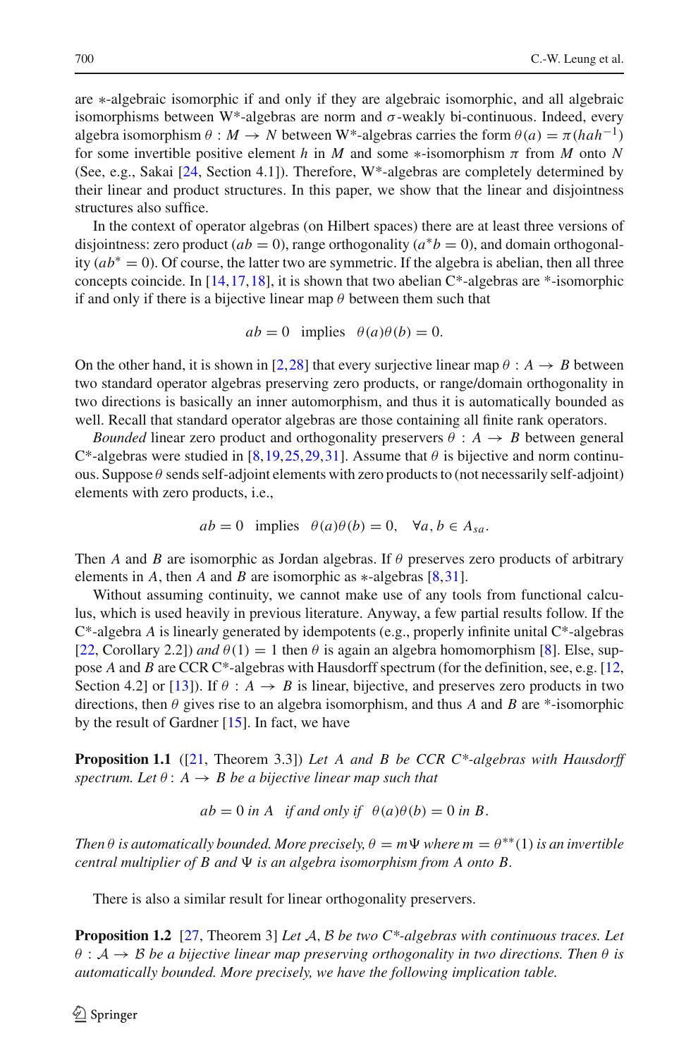are $*$-algebraic isomorphic if and only if they are algebraic isomorphic, and all algebraic isomorphisms between W*-algebras are norm and $\sigma$-weakly bi-continuous. Indeed, every algebra isomorphism $\theta : M \to N$ between W*-algebras carries the form $\theta(a) = \pi(hah^{-1})$ for some invertible positive element $h$ in $M$ and some $*$-isomorphism $\pi$ from $M$ onto $N$ (See, e.g., Sakai [24, Section 4.1]). Therefore, W*-algebras are completely determined by their linear and product structures. In this paper, we show that the linear and disjointness structures also suffice.

In the context of operator algebras (on Hilbert spaces) there are at least three versions of disjointness: zero product ($ab = 0$), range orthogonality ($a^*b = 0$), and domain orthogonality ($ab^* = 0$). Of course, the latter two are symmetric. If the algebra is abelian, then all three concepts coincide. In [14,17,18], it is shown that two abelian C*-algebras are *-isomorphic if and only if there is a bijective linear map $\theta$ between them such that

$$ab = 0 \quad \text{implies} \quad \theta(a)\theta(b) = 0.$$

On the other hand, it is shown in [2,28] that every surjective linear map $\theta : A \to B$ between two standard operator algebras preserving zero products, or range/domain orthogonality in two directions is basically an inner automorphism, and thus it is automatically bounded as well. Recall that standard operator algebras are those containing all finite rank operators.

*Bounded* linear zero product and orthogonality preservers $\theta : A \to B$ between general C*-algebras were studied in [8,19,25,29,31]. Assume that $\theta$ is bijective and norm continuous. Suppose $\theta$ sends self-adjoint elements with zero products to (not necessarily self-adjoint) elements with zero products, i.e.,

$$ab = 0 \quad \text{implies} \quad \theta(a)\theta(b) = 0, \quad \forall a, b \in A_{sa}.$$

Then $A$ and $B$ are isomorphic as Jordan algebras. If $\theta$ preserves zero products of arbitrary elements in $A$, then $A$ and $B$ are isomorphic as $*$-algebras [8,31].

Without assuming continuity, we cannot make use of any tools from functional calculus, which is used heavily in previous literature. Anyway, a few partial results follow. If the C*-algebra $A$ is linearly generated by idempotents (e.g., properly infinite unital C*-algebras [22, Corollary 2.2]) *and* $\theta(1) = 1$ then $\theta$ is again an algebra homomorphism [8]. Else, suppose $A$ and $B$ are CCR C*-algebras with Hausdorff spectrum (for the definition, see, e.g. [12, Section 4.2] or [13]). If $\theta : A \to B$ is linear, bijective, and preserves zero products in two directions, then $\theta$ gives rise to an algebra isomorphism, and thus $A$ and $B$ are *-isomorphic by the result of Gardner [15]. In fact, we have

**Proposition 1.1** ([21, Theorem 3.3]) *Let $A$ and $B$ be CCR C\*-algebras with Hausdorff spectrum. Let $\theta \colon A \to B$ be a bijective linear map such that*

$$ab = 0 \text{ in } A \quad \text{if and only if} \quad \theta(a)\theta(b) = 0 \text{ in } B.$$

*Then $\theta$ is automatically bounded. More precisely, $\theta = m\Psi$ where $m = \theta^{**}(1)$ is an invertible central multiplier of $B$ and $\Psi$ is an algebra isomorphism from $A$ onto $B$.*

There is also a similar result for linear orthogonality preservers.

**Proposition 1.2** [27, Theorem 3] *Let $\mathcal{A}, \mathcal{B}$ be two C\*-algebras with continuous traces. Let $\theta : \mathcal{A} \to \mathcal{B}$ be a bijective linear map preserving orthogonality in two directions. Then $\theta$ is automatically bounded. More precisely, we have the following implication table.*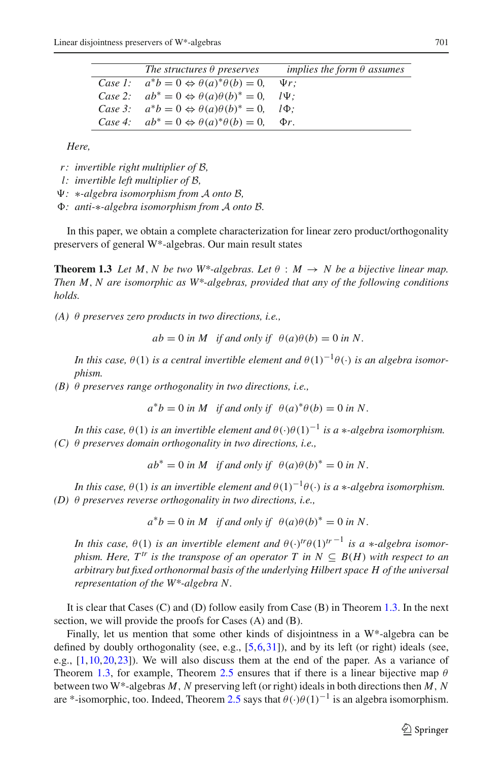| | *The structures θ preserves* | *implies the form θ assumes* |
|---|---|---|
| *Case 1:* | $a^*b = 0 \Leftrightarrow \theta(a)^*\theta(b) = 0,$ | $\Psi r;$ |
| *Case 2:* | $ab^* = 0 \Leftrightarrow \theta(a)\theta(b)^* = 0,$ | $l\Psi;$ |
| *Case 3:* | $a^*b = 0 \Leftrightarrow \theta(a)\theta(b)^* = 0,$ | $l\Phi;$ |
| *Case 4:* | $ab^* = 0 \Leftrightarrow \theta(a)^*\theta(b) = 0,$ | $\Phi r.$ |

*Here,*

- $r$*: invertible right multiplier of* $\mathcal{B}$*,*
- $l$*: invertible left multiplier of* $\mathcal{B}$*,*
- $\Psi$*:* $*$*-algebra isomorphism from* $\mathcal{A}$ *onto* $\mathcal{B}$*,*
- $\Phi$*: anti-*$*$*-algebra isomorphism from* $\mathcal{A}$ *onto* $\mathcal{B}$*.*

In this paper, we obtain a complete characterization for linear zero product/orthogonality preservers of general W*-algebras. Our main result states

**Theorem 1.3** *Let* $M, N$ *be two W*-algebras. Let* $\theta : M \to N$ *be a bijective linear map. Then* $M, N$ *are isomorphic as W*-algebras, provided that any of the following conditions holds.*

*(A)* $\theta$ *preserves zero products in two directions, i.e.,*

$$ab = 0 \text{ in } M \quad \text{if and only if} \quad \theta(a)\theta(b) = 0 \text{ in } N.$$

*In this case,* $\theta(1)$ *is a central invertible element and* $\theta(1)^{-1}\theta(\cdot)$ *is an algebra isomorphism.*

*(B)* $\theta$ *preserves range orthogonality in two directions, i.e.,*

$$a^*b = 0 \text{ in } M \quad \text{if and only if} \quad \theta(a)^*\theta(b) = 0 \text{ in } N.$$

*In this case,* $\theta(1)$ *is an invertible element and* $\theta(\cdot)\theta(1)^{-1}$ *is a* $*$*-algebra isomorphism.*

*(C)* $\theta$ *preserves domain orthogonality in two directions, i.e.,*

$$ab^* = 0 \text{ in } M \quad \text{if and only if} \quad \theta(a)\theta(b)^* = 0 \text{ in } N.$$

*In this case,* $\theta(1)$ *is an invertible element and* $\theta(1)^{-1}\theta(\cdot)$ *is a* $*$*-algebra isomorphism.*

*(D)* $\theta$ *preserves reverse orthogonality in two directions, i.e.,*

$$a^*b = 0 \text{ in } M \quad \text{if and only if} \quad \theta(a)\theta(b)^* = 0 \text{ in } N.$$

*In this case,* $\theta(1)$ *is an invertible element and* $\theta(\cdot)^{tr}\theta(1)^{tr\,-1}$ *is a* $*$*-algebra isomorphism. Here,* $T^{tr}$ *is the transpose of an operator* $T$ *in* $N \subseteq B(H)$ *with respect to an arbitrary but fixed orthonormal basis of the underlying Hilbert space* $H$ *of the universal representation of the W*-algebra* $N$*.*

It is clear that Cases (C) and (D) follow easily from Case (B) in Theorem 1.3. In the next section, we will provide the proofs for Cases (A) and (B).

Finally, let us mention that some other kinds of disjointness in a W*-algebra can be defined by doubly orthogonality (see, e.g., [5,6,31]), and by its left (or right) ideals (see, e.g., [1,10,20,23]). We will also discuss them at the end of the paper. As a variance of Theorem 1.3, for example, Theorem 2.5 ensures that if there is a linear bijective map $\theta$ between two W*-algebras $M, N$ preserving left (or right) ideals in both directions then $M, N$ are *-isomorphic, too. Indeed, Theorem 2.5 says that $\theta(\cdot)\theta(1)^{-1}$ is an algebra isomorphism.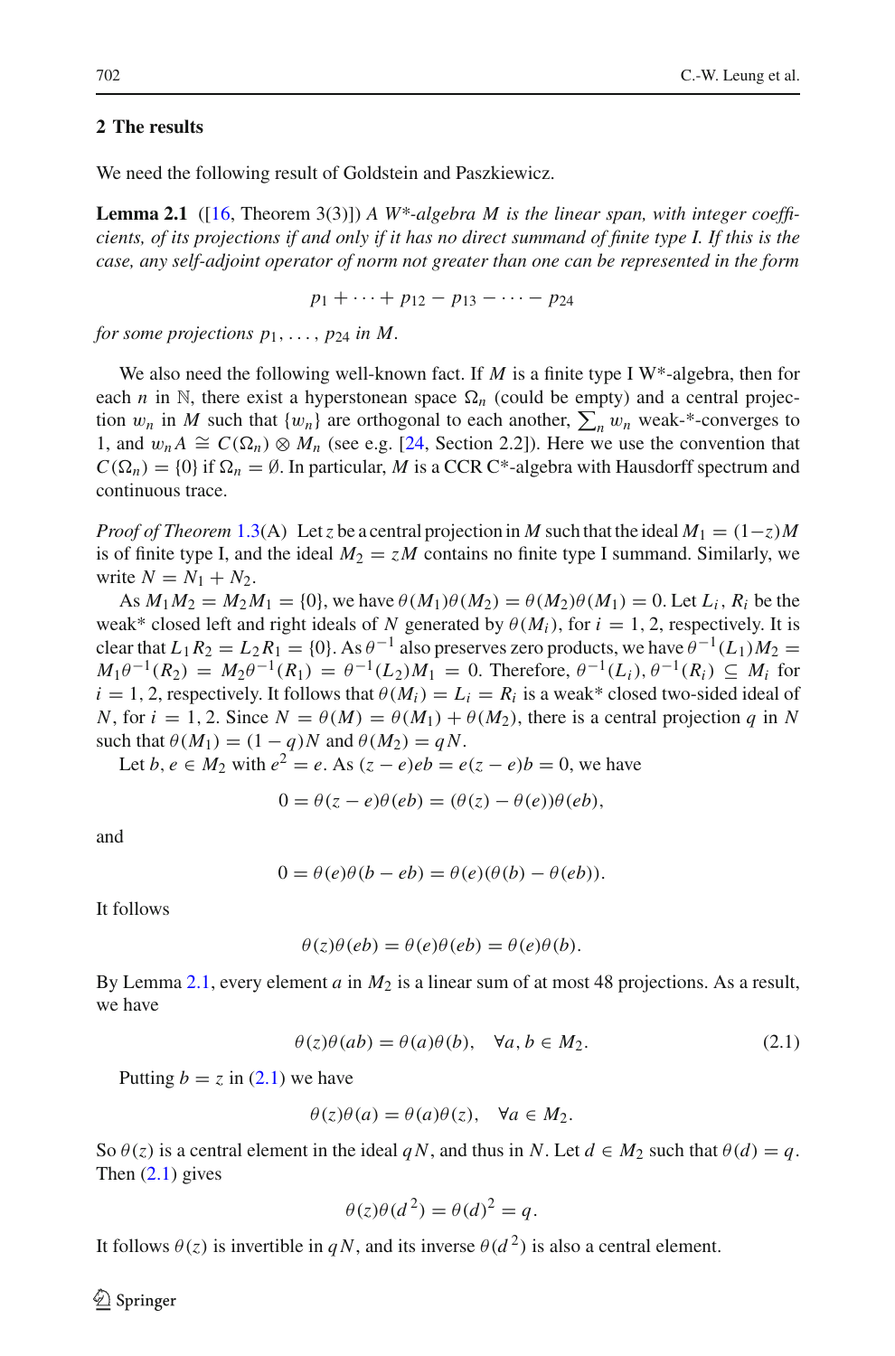## 2 The results

We need the following result of Goldstein and Paszkiewicz.

**Lemma 2.1** ([16, Theorem 3(3)]) *A W\*-algebra $M$ is the linear span, with integer coefficients, of its projections if and only if it has no direct summand of finite type I. If this is the case, any self-adjoint operator of norm not greater than one can be represented in the form*

$$p_1 + \cdots + p_{12} - p_{13} - \cdots - p_{24}$$

*for some projections $p_1, \ldots, p_{24}$ in $M$.*

We also need the following well-known fact. If $M$ is a finite type I W\*-algebra, then for each $n$ in $\mathbb{N}$, there exist a hyperstonean space $\Omega_n$ (could be empty) and a central projection $w_n$ in $M$ such that $\{w_n\}$ are orthogonal to each another, $\sum_n w_n$ weak-\*-converges to 1, and $w_n A \cong C(\Omega_n) \otimes M_n$ (see e.g. [24, Section 2.2]). Here we use the convention that $C(\Omega_n) = \{0\}$ if $\Omega_n = \emptyset$. In particular, $M$ is a CCR C\*-algebra with Hausdorff spectrum and continuous trace.

*Proof of Theorem 1.3*(A) Let $z$ be a central projection in $M$ such that the ideal $M_1 = (1-z)M$ is of finite type I, and the ideal $M_2 = zM$ contains no finite type I summand. Similarly, we write $N = N_1 + N_2$.

As $M_1 M_2 = M_2 M_1 = \{0\}$, we have $\theta(M_1)\theta(M_2) = \theta(M_2)\theta(M_1) = 0$. Let $L_i$, $R_i$ be the weak\* closed left and right ideals of $N$ generated by $\theta(M_i)$, for $i = 1, 2$, respectively. It is clear that $L_1 R_2 = L_2 R_1 = \{0\}$. As $\theta^{-1}$ also preserves zero products, we have $\theta^{-1}(L_1)M_2 = M_1\theta^{-1}(R_2) = M_2\theta^{-1}(R_1) = \theta^{-1}(L_2)M_1 = 0$. Therefore, $\theta^{-1}(L_i), \theta^{-1}(R_i) \subseteq M_i$ for $i = 1, 2$, respectively. It follows that $\theta(M_i) = L_i = R_i$ is a weak\* closed two-sided ideal of $N$, for $i = 1, 2$. Since $N = \theta(M) = \theta(M_1) + \theta(M_2)$, there is a central projection $q$ in $N$ such that $\theta(M_1) = (1-q)N$ and $\theta(M_2) = qN$.

Let $b, e \in M_2$ with $e^2 = e$. As $(z-e)eb = e(z-e)b = 0$, we have

$$0 = \theta(z-e)\theta(eb) = (\theta(z) - \theta(e))\theta(eb),$$

and

$$0 = \theta(e)\theta(b - eb) = \theta(e)(\theta(b) - \theta(eb)).$$

It follows

$$\theta(z)\theta(eb) = \theta(e)\theta(eb) = \theta(e)\theta(b).$$

By Lemma 2.1, every element $a$ in $M_2$ is a linear sum of at most 48 projections. As a result, we have

$$\theta(z)\theta(ab) = \theta(a)\theta(b), \quad \forall a, b \in M_2. \tag{2.1}$$

Putting $b = z$ in (2.1) we have

$$\theta(z)\theta(a) = \theta(a)\theta(z), \quad \forall a \in M_2.$$

So $\theta(z)$ is a central element in the ideal $qN$, and thus in $N$. Let $d \in M_2$ such that $\theta(d) = q$. Then (2.1) gives

$$\theta(z)\theta(d^2) = \theta(d)^2 = q.$$

It follows $\theta(z)$ is invertible in $qN$, and its inverse $\theta(d^2)$ is also a central element.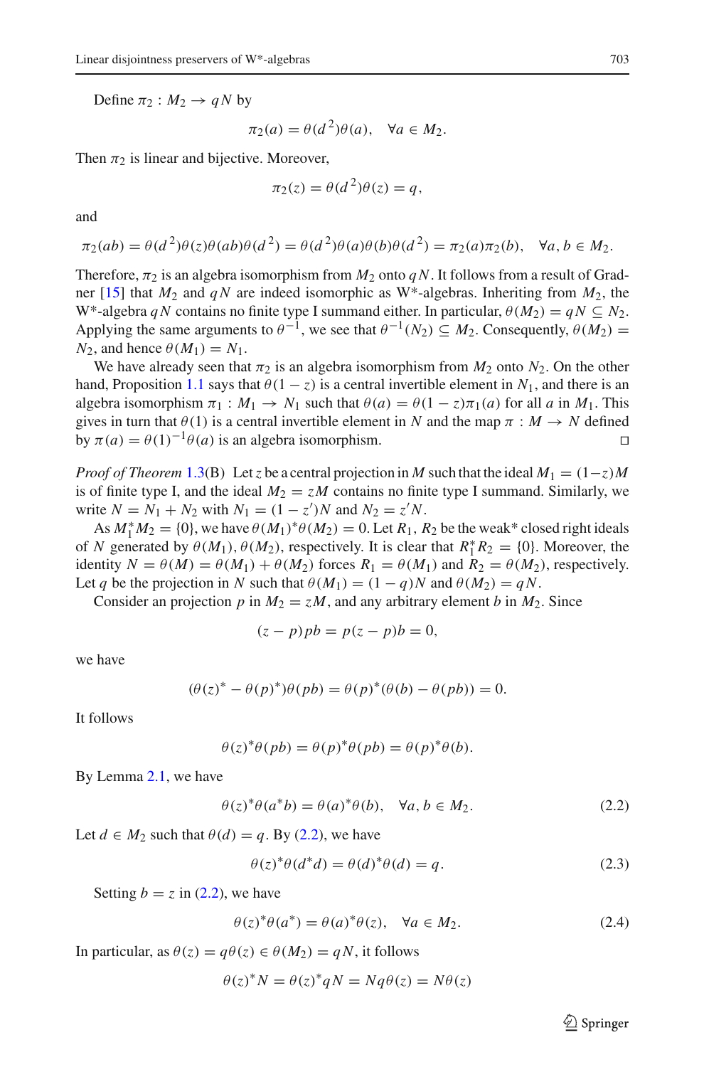Define $\pi_2 : M_2 \to qN$ by

$$\pi_2(a) = \theta(d^2)\theta(a), \quad \forall a \in M_2.$$

Then $\pi_2$ is linear and bijective. Moreover,

$$\pi_2(z) = \theta(d^2)\theta(z) = q,$$

and

$$\pi_2(ab) = \theta(d^2)\theta(z)\theta(ab)\theta(d^2) = \theta(d^2)\theta(a)\theta(b)\theta(d^2) = \pi_2(a)\pi_2(b), \quad \forall a, b \in M_2.$$

Therefore, $\pi_2$ is an algebra isomorphism from $M_2$ onto $qN$. It follows from a result of Gardner [15] that $M_2$ and $qN$ are indeed isomorphic as W*-algebras. Inheriting from $M_2$, the W*-algebra $qN$ contains no finite type I summand either. In particular, $\theta(M_2) = qN \subseteq N_2$. Applying the same arguments to $\theta^{-1}$, we see that $\theta^{-1}(N_2) \subseteq M_2$. Consequently, $\theta(M_2) = N_2$, and hence $\theta(M_1) = N_1$.

We have already seen that $\pi_2$ is an algebra isomorphism from $M_2$ onto $N_2$. On the other hand, Proposition 1.1 says that $\theta(1 - z)$ is a central invertible element in $N_1$, and there is an algebra isomorphism $\pi_1 : M_1 \to N_1$ such that $\theta(a) = \theta(1 - z)\pi_1(a)$ for all $a$ in $M_1$. This gives in turn that $\theta(1)$ is a central invertible element in $N$ and the map $\pi : M \to N$ defined by $\pi(a) = \theta(1)^{-1}\theta(a)$ is an algebra isomorphism. □

*Proof of Theorem* 1.3(B) Let $z$ be a central projection in $M$ such that the ideal $M_1 = (1-z)M$ is of finite type I, and the ideal $M_2 = zM$ contains no finite type I summand. Similarly, we write $N = N_1 + N_2$ with $N_1 = (1 - z')N$ and $N_2 = z'N$.

As $M_1^* M_2 = \{0\}$, we have $\theta(M_1)^*\theta(M_2) = 0$. Let $R_1$, $R_2$ be the weak* closed right ideals of $N$ generated by $\theta(M_1)$, $\theta(M_2)$, respectively. It is clear that $R_1^* R_2 = \{0\}$. Moreover, the identity $N = \theta(M) = \theta(M_1) + \theta(M_2)$ forces $R_1 = \theta(M_1)$ and $R_2 = \theta(M_2)$, respectively. Let $q$ be the projection in $N$ such that $\theta(M_1) = (1 - q)N$ and $\theta(M_2) = qN$.

Consider an projection $p$ in $M_2 = zM$, and any arbitrary element $b$ in $M_2$. Since

$$(z - p)pb = p(z - p)b = 0,$$

we have

$$(\theta(z)^* - \theta(p)^*)\theta(pb) = \theta(p)^*(\theta(b) - \theta(pb)) = 0.$$

It follows

$$\theta(z)^*\theta(pb) = \theta(p)^*\theta(pb) = \theta(p)^*\theta(b).$$

By Lemma 2.1, we have

$$\theta(z)^*\theta(a^*b) = \theta(a)^*\theta(b), \quad \forall a, b \in M_2. \tag{2.2}$$

Let $d \in M_2$ such that $\theta(d) = q$. By (2.2), we have

$$\theta(z)^*\theta(d^*d) = \theta(d)^*\theta(d) = q. \tag{2.3}$$

Setting $b = z$ in (2.2), we have

$$\theta(z)^*\theta(a^*) = \theta(a)^*\theta(z), \quad \forall a \in M_2. \tag{2.4}$$

In particular, as $\theta(z) = q\theta(z) \in \theta(M_2) = qN$, it follows

$$\theta(z)^*N = \theta(z)^*qN = Nq\theta(z) = N\theta(z)$$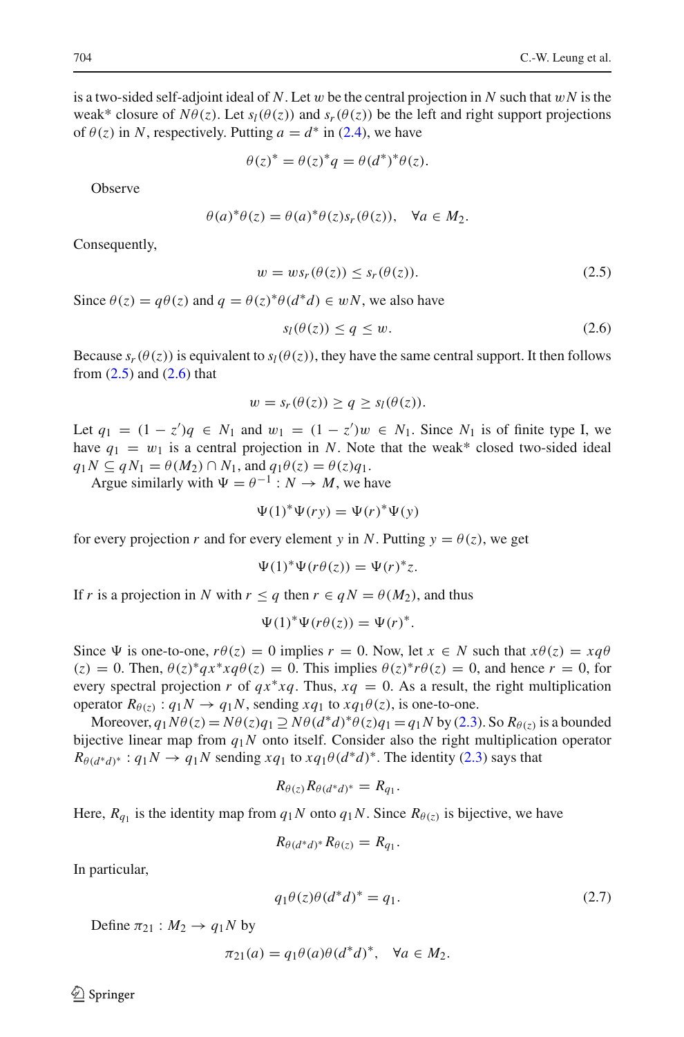is a two-sided self-adjoint ideal of $N$. Let $w$ be the central projection in $N$ such that $wN$ is the weak* closure of $N\theta(z)$. Let $s_l(\theta(z))$ and $s_r(\theta(z))$ be the left and right support projections of $\theta(z)$ in $N$, respectively. Putting $a = d^*$ in (2.4), we have

$$\theta(z)^* = \theta(z)^* q = \theta(d^*)^* \theta(z).$$

Observe

$$\theta(a)^*\theta(z) = \theta(a)^*\theta(z)s_r(\theta(z)), \quad \forall a \in M_2.$$

Consequently,

$$w = ws_r(\theta(z)) \leq s_r(\theta(z)). \tag{2.5}$$

Since $\theta(z) = q\theta(z)$ and $q = \theta(z)^*\theta(d^*d) \in wN$, we also have

$$s_l(\theta(z)) \leq q \leq w. \tag{2.6}$$

Because $s_r(\theta(z))$ is equivalent to $s_l(\theta(z))$, they have the same central support. It then follows from (2.5) and (2.6) that

$$w = s_r(\theta(z)) \geq q \geq s_l(\theta(z)).$$

Let $q_1 = (1 - z')q \in N_1$ and $w_1 = (1 - z')w \in N_1$. Since $N_1$ is of finite type I, we have $q_1 = w_1$ is a central projection in $N$. Note that the weak* closed two-sided ideal $q_1 N \subseteq qN_1 = \theta(M_2) \cap N_1$, and $q_1\theta(z) = \theta(z)q_1$.

Argue similarly with $\Psi = \theta^{-1} : N \to M$, we have

$$\Psi(1)^*\Psi(ry) = \Psi(r)^*\Psi(y)$$

for every projection $r$ and for every element $y$ in $N$. Putting $y = \theta(z)$, we get

$$\Psi(1)^*\Psi(r\theta(z)) = \Psi(r)^* z.$$

If $r$ is a projection in $N$ with $r \leq q$ then $r \in qN = \theta(M_2)$, and thus

$$\Psi(1)^*\Psi(r\theta(z)) = \Psi(r)^*.$$

Since $\Psi$ is one-to-one, $r\theta(z) = 0$ implies $r = 0$. Now, let $x \in N$ such that $x\theta(z) = xq\theta(z) = 0$. Then, $\theta(z)^* qx^*xq\theta(z) = 0$. This implies $\theta(z)^* r\theta(z) = 0$, and hence $r = 0$, for every spectral projection $r$ of $qx^*xq$. Thus, $xq = 0$. As a result, the right multiplication operator $R_{\theta(z)} : q_1 N \to q_1 N$, sending $xq_1$ to $xq_1\theta(z)$, is one-to-one.

Moreover, $q_1 N\theta(z) = N\theta(z)q_1 \supseteq N\theta(d^*d)^*\theta(z)q_1 = q_1 N$ by (2.3). So $R_{\theta(z)}$ is a bounded bijective linear map from $q_1 N$ onto itself. Consider also the right multiplication operator $R_{\theta(d^*d)^*} : q_1 N \to q_1 N$ sending $xq_1$ to $xq_1\theta(d^*d)^*$. The identity (2.3) says that

$$R_{\theta(z)} R_{\theta(d^*d)^*} = R_{q_1}.$$

Here, $R_{q_1}$ is the identity map from $q_1 N$ onto $q_1 N$. Since $R_{\theta(z)}$ is bijective, we have

$$R_{\theta(d^*d)^*} R_{\theta(z)} = R_{q_1}.$$

In particular,

$$q_1\theta(z)\theta(d^*d)^* = q_1. \tag{2.7}$$

Define $\pi_{21} : M_2 \to q_1 N$ by

$$\pi_{21}(a) = q_1\theta(a)\theta(d^*d)^*, \quad \forall a \in M_2.$$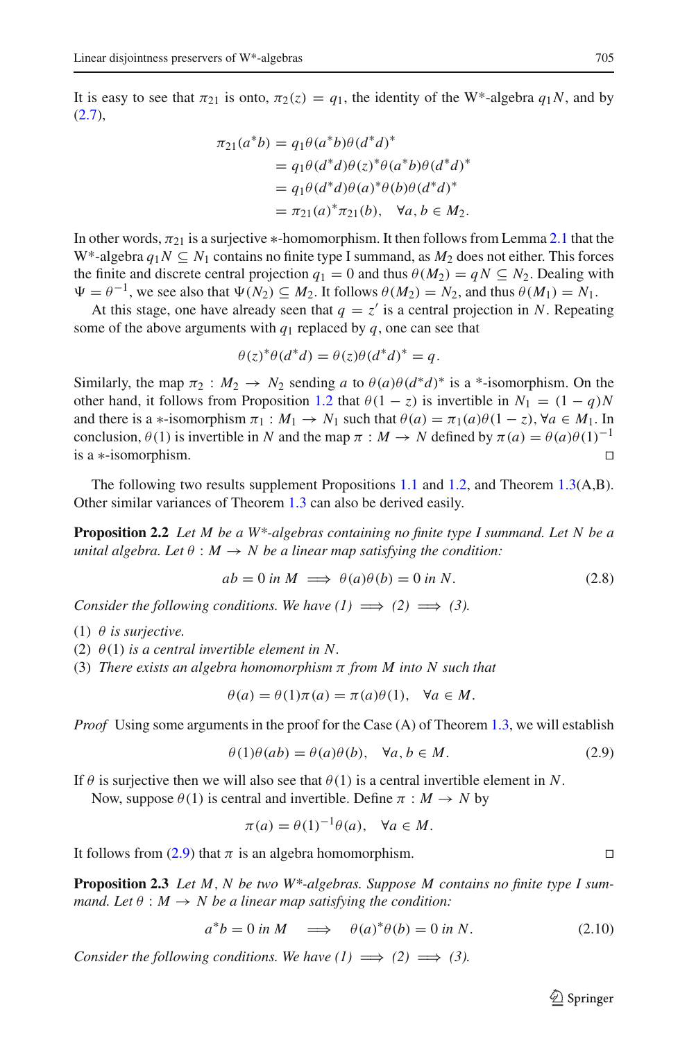It is easy to see that $\pi_{21}$ is onto, $\pi_2(z) = q_1$, the identity of the W*-algebra $q_1 N$, and by (2.7),

$$\begin{aligned}
\pi_{21}(a^*b) &= q_1\theta(a^*b)\theta(d^*d)^* \\
&= q_1\theta(d^*d)\theta(z)^*\theta(a^*b)\theta(d^*d)^* \\
&= q_1\theta(d^*d)\theta(a)^*\theta(b)\theta(d^*d)^* \\
&= \pi_{21}(a)^*\pi_{21}(b), \quad \forall a, b \in M_2.
\end{aligned}$$

In other words, $\pi_{21}$ is a surjective $*$-homomorphism. It then follows from Lemma 2.1 that the W*-algebra $q_1 N \subseteq N_1$ contains no finite type I summand, as $M_2$ does not either. This forces the finite and discrete central projection $q_1 = 0$ and thus $\theta(M_2) = qN \subseteq N_2$. Dealing with $\Psi = \theta^{-1}$, we see also that $\Psi(N_2) \subseteq M_2$. It follows $\theta(M_2) = N_2$, and thus $\theta(M_1) = N_1$.

At this stage, one have already seen that $q = z'$ is a central projection in $N$. Repeating some of the above arguments with $q_1$ replaced by $q$, one can see that

$$\theta(z)^*\theta(d^*d) = \theta(z)\theta(d^*d)^* = q.$$

Similarly, the map $\pi_2 : M_2 \to N_2$ sending $a$ to $\theta(a)\theta(d^*d)^*$ is a *-isomorphism. On the other hand, it follows from Proposition 1.2 that $\theta(1-z)$ is invertible in $N_1 = (1-q)N$ and there is a $*$-isomorphism $\pi_1 : M_1 \to N_1$ such that $\theta(a) = \pi_1(a)\theta(1-z)$, $\forall a \in M_1$. In conclusion, $\theta(1)$ is invertible in $N$ and the map $\pi : M \to N$ defined by $\pi(a) = \theta(a)\theta(1)^{-1}$ is a $*$-isomorphism. □

The following two results supplement Propositions 1.1 and 1.2, and Theorem 1.3(A,B). Other similar variances of Theorem 1.3 can also be derived easily.

**Proposition 2.2** *Let $M$ be a W*-algebras containing no finite type I summand. Let $N$ be a unital algebra. Let $\theta : M \to N$ be a linear map satisfying the condition:*

$$ab = 0 \text{ in } M \implies \theta(a)\theta(b) = 0 \text{ in } N. \tag{2.8}$$

*Consider the following conditions. We have (1) $\implies$ (2) $\implies$ (3).*

(1) *$\theta$ is surjective.*
(2) *$\theta(1)$ is a central invertible element in $N$.*
(3) *There exists an algebra homomorphism $\pi$ from $M$ into $N$ such that*

$$\theta(a) = \theta(1)\pi(a) = \pi(a)\theta(1), \quad \forall a \in M.$$

*Proof* Using some arguments in the proof for the Case (A) of Theorem 1.3, we will establish

$$\theta(1)\theta(ab) = \theta(a)\theta(b), \quad \forall a, b \in M. \tag{2.9}$$

If $\theta$ is surjective then we will also see that $\theta(1)$ is a central invertible element in $N$.

Now, suppose $\theta(1)$ is central and invertible. Define $\pi : M \to N$ by

$$\pi(a) = \theta(1)^{-1}\theta(a), \quad \forall a \in M.$$

It follows from (2.9) that $\pi$ is an algebra homomorphism. □

**Proposition 2.3** *Let $M, N$ be two W*-algebras. Suppose $M$ contains no finite type I summand. Let $\theta : M \to N$ be a linear map satisfying the condition:*

$$a^*b = 0 \text{ in } M \quad \implies \quad \theta(a)^*\theta(b) = 0 \text{ in } N. \tag{2.10}$$

*Consider the following conditions. We have (1) $\implies$ (2) $\implies$ (3).*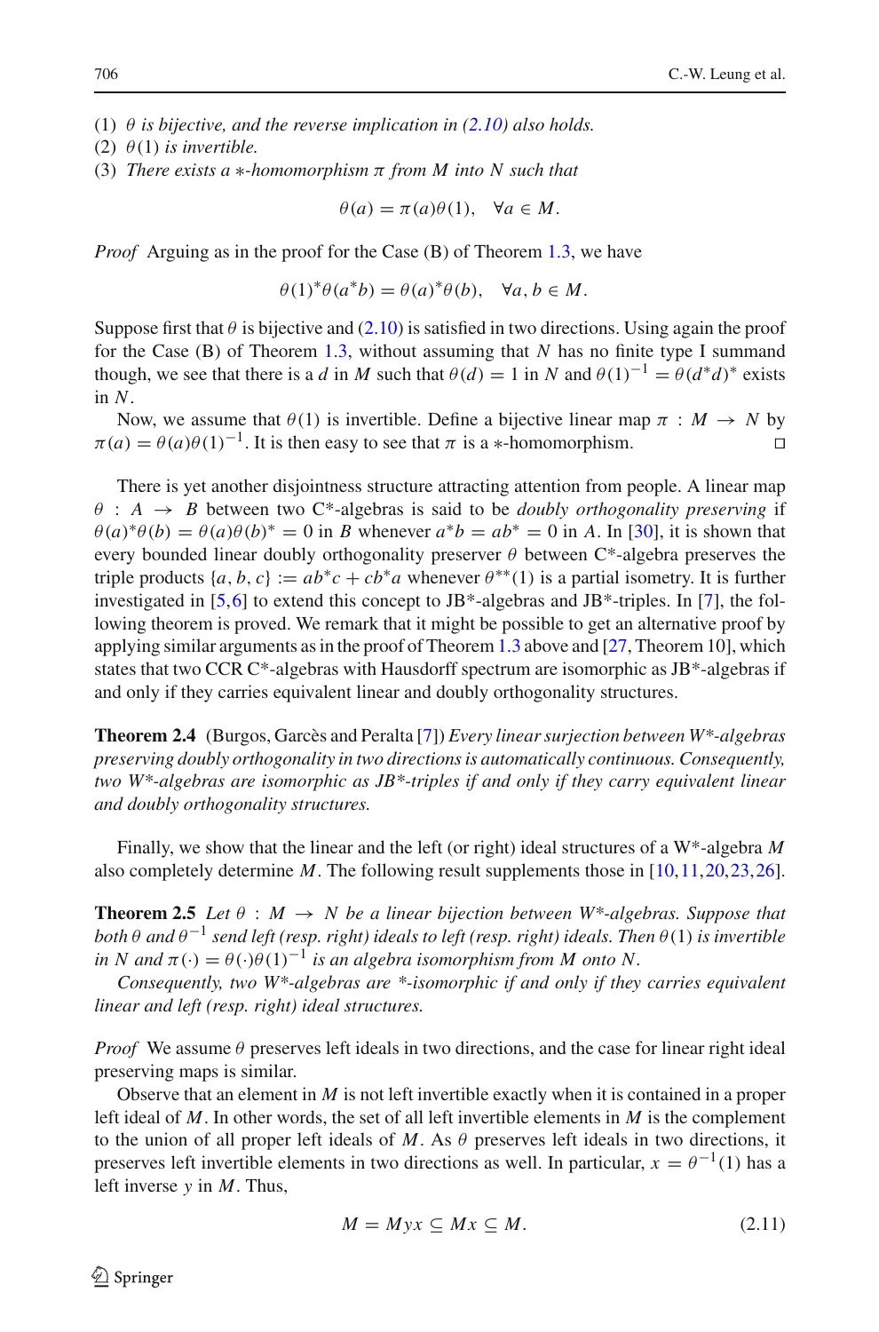(1) *$\theta$ is bijective, and the reverse implication in (2.10) also holds.*
(2) *$\theta(1)$ is invertible.*
(3) *There exists a $*$-homomorphism $\pi$ from $M$ into $N$ such that*

$$\theta(a) = \pi(a)\theta(1), \quad \forall a \in M.$$

*Proof* Arguing as in the proof for the Case (B) of Theorem 1.3, we have

$$\theta(1)^*\theta(a^*b) = \theta(a)^*\theta(b), \quad \forall a, b \in M.$$

Suppose first that $\theta$ is bijective and (2.10) is satisfied in two directions. Using again the proof for the Case (B) of Theorem 1.3, without assuming that $N$ has no finite type I summand though, we see that there is a $d$ in $M$ such that $\theta(d) = 1$ in $N$ and $\theta(1)^{-1} = \theta(d^*d)^*$ exists in $N$.

Now, we assume that $\theta(1)$ is invertible. Define a bijective linear map $\pi : M \to N$ by $\pi(a) = \theta(a)\theta(1)^{-1}$. It is then easy to see that $\pi$ is a $*$-homomorphism. □

There is yet another disjointness structure attracting attention from people. A linear map $\theta : A \to B$ between two C*-algebras is said to be *doubly orthogonality preserving* if $\theta(a)^*\theta(b) = \theta(a)\theta(b)^* = 0$ in $B$ whenever $a^*b = ab^* = 0$ in $A$. In [30], it is shown that every bounded linear doubly orthogonality preserver $\theta$ between C*-algebra preserves the triple products $\{a, b, c\} := ab^*c + cb^*a$ whenever $\theta^{**}(1)$ is a partial isometry. It is further investigated in [5,6] to extend this concept to JB*-algebras and JB*-triples. In [7], the following theorem is proved. We remark that it might be possible to get an alternative proof by applying similar arguments as in the proof of Theorem 1.3 above and [27, Theorem 10], which states that two CCR C*-algebras with Hausdorff spectrum are isomorphic as JB*-algebras if and only if they carries equivalent linear and doubly orthogonality structures.

**Theorem 2.4** (Burgos, Garcès and Peralta [7]) *Every linear surjection between W*-algebras preserving doubly orthogonality in two directions is automatically continuous. Consequently, two W*-algebras are isomorphic as JB*-triples if and only if they carry equivalent linear and doubly orthogonality structures.*

Finally, we show that the linear and the left (or right) ideal structures of a W*-algebra $M$ also completely determine $M$. The following result supplements those in [10,11,20,23,26].

**Theorem 2.5** *Let $\theta : M \to N$ be a linear bijection between W*-algebras. Suppose that both $\theta$ and $\theta^{-1}$ send left (resp. right) ideals to left (resp. right) ideals. Then $\theta(1)$ is invertible in $N$ and $\pi(\cdot) = \theta(\cdot)\theta(1)^{-1}$ is an algebra isomorphism from $M$ onto $N$.*

*Consequently, two W*-algebras are *-isomorphic if and only if they carries equivalent linear and left (resp. right) ideal structures.*

*Proof* We assume $\theta$ preserves left ideals in two directions, and the case for linear right ideal preserving maps is similar.

Observe that an element in $M$ is not left invertible exactly when it is contained in a proper left ideal of $M$. In other words, the set of all left invertible elements in $M$ is the complement to the union of all proper left ideals of $M$. As $\theta$ preserves left ideals in two directions, it preserves left invertible elements in two directions as well. In particular, $x = \theta^{-1}(1)$ has a left inverse $y$ in $M$. Thus,

$$M = Myx \subseteq Mx \subseteq M. \tag{2.11}$$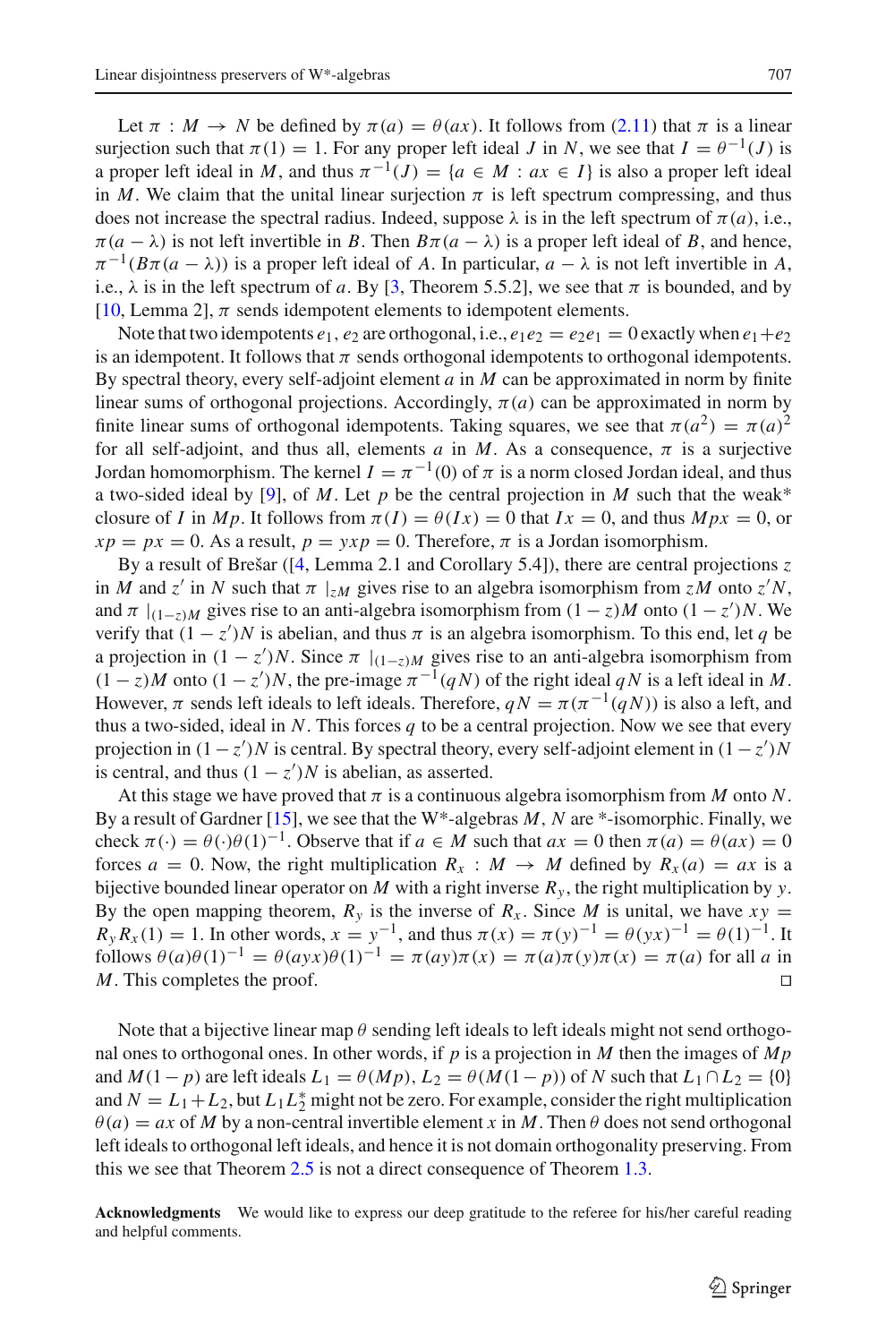Let $\pi : M \to N$ be defined by $\pi(a) = \theta(ax)$. It follows from (2.11) that $\pi$ is a linear surjection such that $\pi(1) = 1$. For any proper left ideal $J$ in $N$, we see that $I = \theta^{-1}(J)$ is a proper left ideal in $M$, and thus $\pi^{-1}(J) = \{a \in M : ax \in I\}$ is also a proper left ideal in $M$. We claim that the unital linear surjection $\pi$ is left spectrum compressing, and thus does not increase the spectral radius. Indeed, suppose $\lambda$ is in the left spectrum of $\pi(a)$, i.e., $\pi(a - \lambda)$ is not left invertible in $B$. Then $B\pi(a - \lambda)$ is a proper left ideal of $B$, and hence, $\pi^{-1}(B\pi(a - \lambda))$ is a proper left ideal of $A$. In particular, $a - \lambda$ is not left invertible in $A$, i.e., $\lambda$ is in the left spectrum of $a$. By [3, Theorem 5.5.2], we see that $\pi$ is bounded, and by [10, Lemma 2], $\pi$ sends idempotent elements to idempotent elements.

Note that two idempotents $e_1, e_2$ are orthogonal, i.e., $e_1 e_2 = e_2 e_1 = 0$ exactly when $e_1 + e_2$ is an idempotent. It follows that $\pi$ sends orthogonal idempotents to orthogonal idempotents. By spectral theory, every self-adjoint element $a$ in $M$ can be approximated in norm by finite linear sums of orthogonal projections. Accordingly, $\pi(a)$ can be approximated in norm by finite linear sums of orthogonal idempotents. Taking squares, we see that $\pi(a^2) = \pi(a)^2$ for all self-adjoint, and thus all, elements $a$ in $M$. As a consequence, $\pi$ is a surjective Jordan homomorphism. The kernel $I = \pi^{-1}(0)$ of $\pi$ is a norm closed Jordan ideal, and thus a two-sided ideal by [9], of $M$. Let $p$ be the central projection in $M$ such that the weak* closure of $I$ in $Mp$. It follows from $\pi(I) = \theta(Ix) = 0$ that $Ix = 0$, and thus $Mpx = 0$, or $xp = px = 0$. As a result, $p = yxp = 0$. Therefore, $\pi$ is a Jordan isomorphism.

By a result of Brešar ([4, Lemma 2.1 and Corollary 5.4]), there are central projections $z$ in $M$ and $z'$ in $N$ such that $\pi|_{zM}$ gives rise to an algebra isomorphism from $zM$ onto $z'N$, and $\pi|_{(1-z)M}$ gives rise to an anti-algebra isomorphism from $(1 - z)M$ onto $(1 - z')N$. We verify that $(1 - z')N$ is abelian, and thus $\pi$ is an algebra isomorphism. To this end, let $q$ be a projection in $(1 - z')N$. Since $\pi|_{(1-z)M}$ gives rise to an anti-algebra isomorphism from $(1 - z)M$ onto $(1 - z')N$, the pre-image $\pi^{-1}(qN)$ of the right ideal $qN$ is a left ideal in $M$. However, $\pi$ sends left ideals to left ideals. Therefore, $qN = \pi(\pi^{-1}(qN))$ is also a left, and thus a two-sided, ideal in $N$. This forces $q$ to be a central projection. Now we see that every projection in $(1 - z')N$ is central. By spectral theory, every self-adjoint element in $(1 - z')N$ is central, and thus $(1 - z')N$ is abelian, as asserted.

At this stage we have proved that $\pi$ is a continuous algebra isomorphism from $M$ onto $N$. By a result of Gardner [15], we see that the W*-algebras $M$, $N$ are *-isomorphic. Finally, we check $\pi(\cdot) = \theta(\cdot)\theta(1)^{-1}$. Observe that if $a \in M$ such that $ax = 0$ then $\pi(a) = \theta(ax) = 0$ forces $a = 0$. Now, the right multiplication $R_x : M \to M$ defined by $R_x(a) = ax$ is a bijective bounded linear operator on $M$ with a right inverse $R_y$, the right multiplication by $y$. By the open mapping theorem, $R_y$ is the inverse of $R_x$. Since $M$ is unital, we have $xy = R_y R_x(1) = 1$. In other words, $x = y^{-1}$, and thus $\pi(x) = \pi(y)^{-1} = \theta(yx)^{-1} = \theta(1)^{-1}$. It follows $\theta(a)\theta(1)^{-1} = \theta(ayx)\theta(1)^{-1} = \pi(ay)\pi(x) = \pi(a)\pi(y)\pi(x) = \pi(a)$ for all $a$ in $M$. This completes the proof. □

Note that a bijective linear map $\theta$ sending left ideals to left ideals might not send orthogonal ones to orthogonal ones. In other words, if $p$ is a projection in $M$ then the images of $Mp$ and $M(1 - p)$ are left ideals $L_1 = \theta(Mp)$, $L_2 = \theta(M(1 - p))$ of $N$ such that $L_1 \cap L_2 = \{0\}$ and $N = L_1 + L_2$, but $L_1 L_2^*$ might not be zero. For example, consider the right multiplication $\theta(a) = ax$ of $M$ by a non-central invertible element $x$ in $M$. Then $\theta$ does not send orthogonal left ideals to orthogonal left ideals, and hence it is not domain orthogonality preserving. From this we see that Theorem 2.5 is not a direct consequence of Theorem 1.3.

**Acknowledgments** We would like to express our deep gratitude to the referee for his/her careful reading and helpful comments.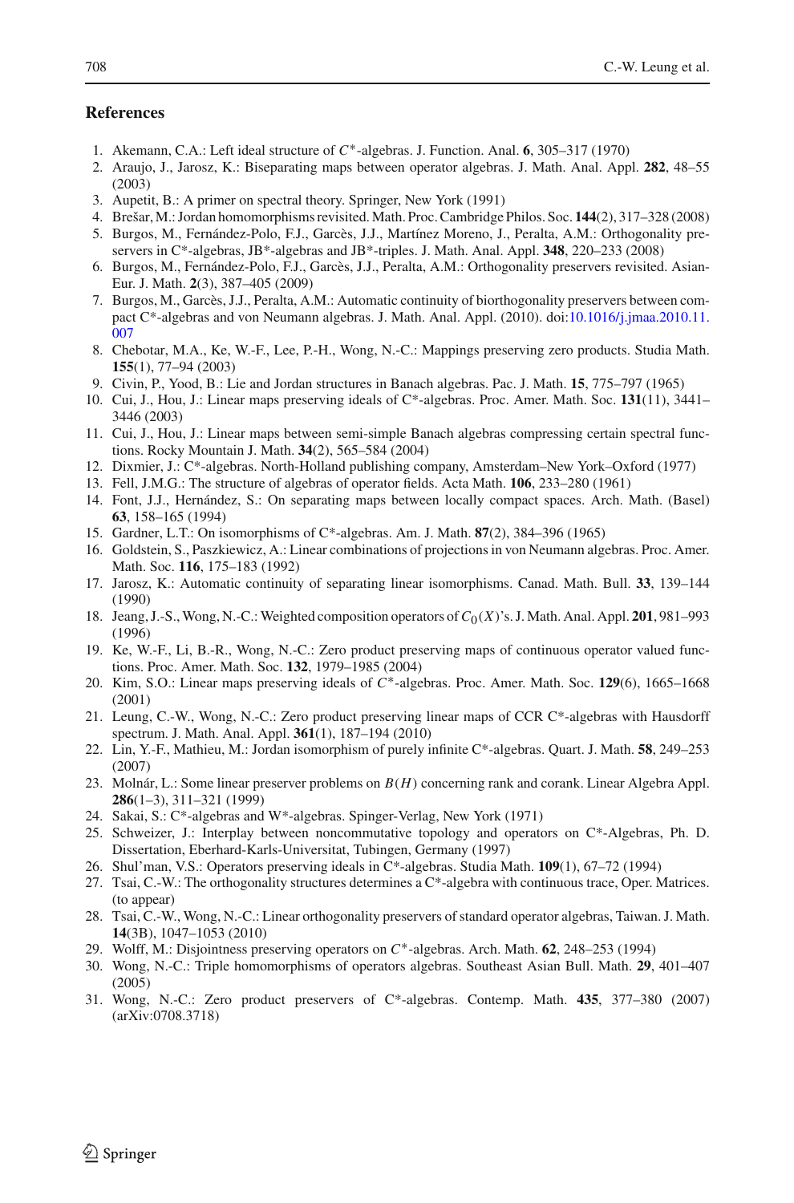## References

1. Akemann, C.A.: Left ideal structure of $C^*$-algebras. J. Function. Anal. **6**, 305–317 (1970)
2. Araujo, J., Jarosz, K.: Biseparating maps between operator algebras. J. Math. Anal. Appl. **282**, 48–55 (2003)
3. Aupetit, B.: A primer on spectral theory. Springer, New York (1991)
4. Brešar, M.: Jordan homomorphisms revisited. Math. Proc. Cambridge Philos. Soc. **144**(2), 317–328 (2008)
5. Burgos, M., Fernández-Polo, F.J., Garcès, J.J., Martínez Moreno, J., Peralta, A.M.: Orthogonality preservers in C*-algebras, JB*-algebras and JB*-triples. J. Math. Anal. Appl. **348**, 220–233 (2008)
6. Burgos, M., Fernández-Polo, F.J., Garcès, J.J., Peralta, A.M.: Orthogonality preservers revisited. Asian-Eur. J. Math. **2**(3), 387–405 (2009)
7. Burgos, M., Garcès, J.J., Peralta, A.M.: Automatic continuity of biorthogonality preservers between compact C*-algebras and von Neumann algebras. J. Math. Anal. Appl. (2010). doi:10.1016/j.jmaa.2010.11.007
8. Chebotar, M.A., Ke, W.-F., Lee, P.-H., Wong, N.-C.: Mappings preserving zero products. Studia Math. **155**(1), 77–94 (2003)
9. Civin, P., Yood, B.: Lie and Jordan structures in Banach algebras. Pac. J. Math. **15**, 775–797 (1965)
10. Cui, J., Hou, J.: Linear maps preserving ideals of C*-algebras. Proc. Amer. Math. Soc. **131**(11), 3441–3446 (2003)
11. Cui, J., Hou, J.: Linear maps between semi-simple Banach algebras compressing certain spectral functions. Rocky Mountain J. Math. **34**(2), 565–584 (2004)
12. Dixmier, J.: C*-algebras. North-Holland publishing company, Amsterdam–New York–Oxford (1977)
13. Fell, J.M.G.: The structure of algebras of operator fields. Acta Math. **106**, 233–280 (1961)
14. Font, J.J., Hernández, S.: On separating maps between locally compact spaces. Arch. Math. (Basel) **63**, 158–165 (1994)
15. Gardner, L.T.: On isomorphisms of C*-algebras. Am. J. Math. **87**(2), 384–396 (1965)
16. Goldstein, S., Paszkiewicz, A.: Linear combinations of projections in von Neumann algebras. Proc. Amer. Math. Soc. **116**, 175–183 (1992)
17. Jarosz, K.: Automatic continuity of separating linear isomorphisms. Canad. Math. Bull. **33**, 139–144 (1990)
18. Jeang, J.-S., Wong, N.-C.: Weighted composition operators of $C_0(X)$'s. J. Math. Anal. Appl. **201**, 981–993 (1996)
19. Ke, W.-F., Li, B.-R., Wong, N.-C.: Zero product preserving maps of continuous operator valued functions. Proc. Amer. Math. Soc. **132**, 1979–1985 (2004)
20. Kim, S.O.: Linear maps preserving ideals of $C^*$-algebras. Proc. Amer. Math. Soc. **129**(6), 1665–1668 (2001)
21. Leung, C.-W., Wong, N.-C.: Zero product preserving linear maps of CCR C*-algebras with Hausdorff spectrum. J. Math. Anal. Appl. **361**(1), 187–194 (2010)
22. Lin, Y.-F., Mathieu, M.: Jordan isomorphism of purely infinite C*-algebras. Quart. J. Math. **58**, 249–253 (2007)
23. Molnár, L.: Some linear preserver problems on $B(H)$ concerning rank and corank. Linear Algebra Appl. **286**(1–3), 311–321 (1999)
24. Sakai, S.: C*-algebras and W*-algebras. Spinger-Verlag, New York (1971)
25. Schweizer, J.: Interplay between noncommutative topology and operators on C*-Algebras, Ph. D. Dissertation, Eberhard-Karls-Universitat, Tubingen, Germany (1997)
26. Shul'man, V.S.: Operators preserving ideals in C*-algebras. Studia Math. **109**(1), 67–72 (1994)
27. Tsai, C.-W.: The orthogonality structures determines a C*-algebra with continuous trace, Oper. Matrices. (to appear)
28. Tsai, C.-W., Wong, N.-C.: Linear orthogonality preservers of standard operator algebras, Taiwan. J. Math. **14**(3B), 1047–1053 (2010)
29. Wolff, M.: Disjointness preserving operators on $C^*$-algebras. Arch. Math. **62**, 248–253 (1994)
30. Wong, N.-C.: Triple homomorphisms of operators algebras. Southeast Asian Bull. Math. **29**, 401–407 (2005)
31. Wong, N.-C.: Zero product preservers of C*-algebras. Contemp. Math. **435**, 377–380 (2007) (arXiv:0708.3718)